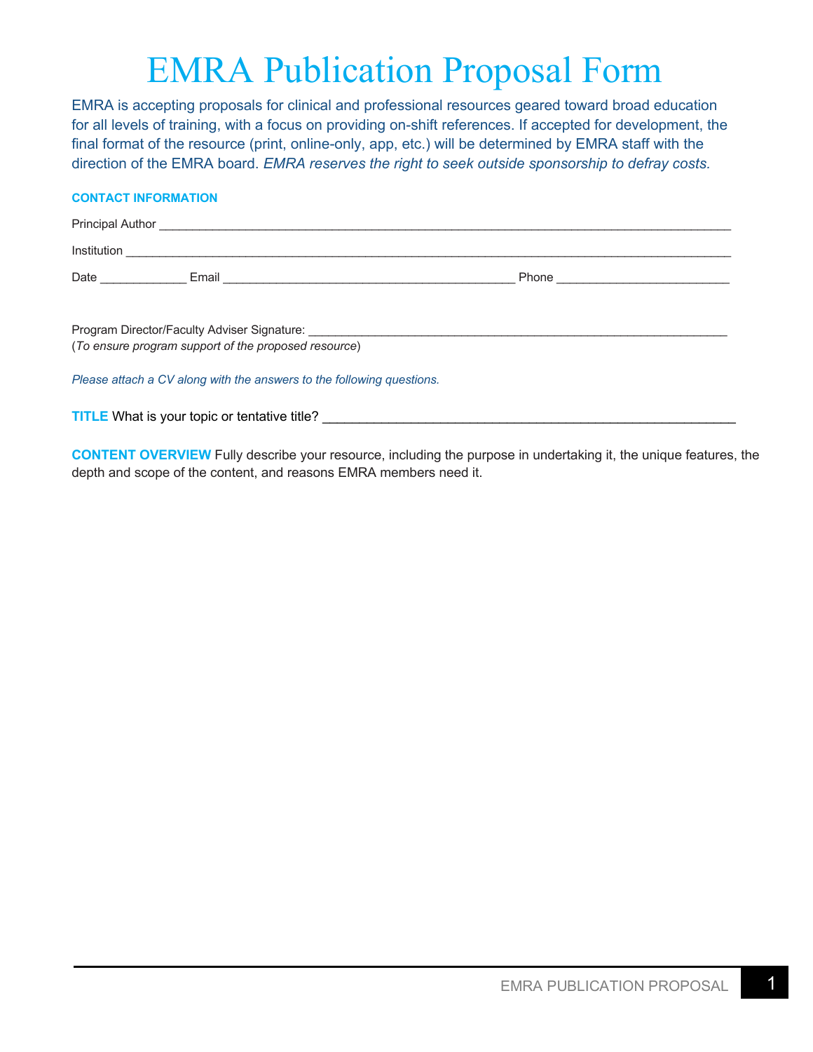# EMRA Publication Proposal Form

EMRA is accepting proposals for clinical and professional resources geared toward broad education for all levels of training, with a focus on providing on-shift references. If accepted for development, the final format of the resource (print, online-only, app, etc.) will be determined by EMRA staff with the direction of the EMRA board. *EMRA reserves the right to seek outside sponsorship to defray costs.*

**CONTACT INFORMATION**

Principal Author ________________________________________________________________________________

Institution ____________________________________________________________________________________

Date _____________ Email ___________________________________________ Phone _________________________

Program Director/Faculty Adviser Signature: ______________________________________________________________
(*To ensure program support of the proposed resource*)

*Please attach a CV along with the answers to the following questions.*

**TITLE** What is your topic or tentative title? ___________________________________________________________

**CONTENT OVERVIEW** Fully describe your resource, including the purpose in undertaking it, the unique features, the depth and scope of the content, and reasons EMRA members need it.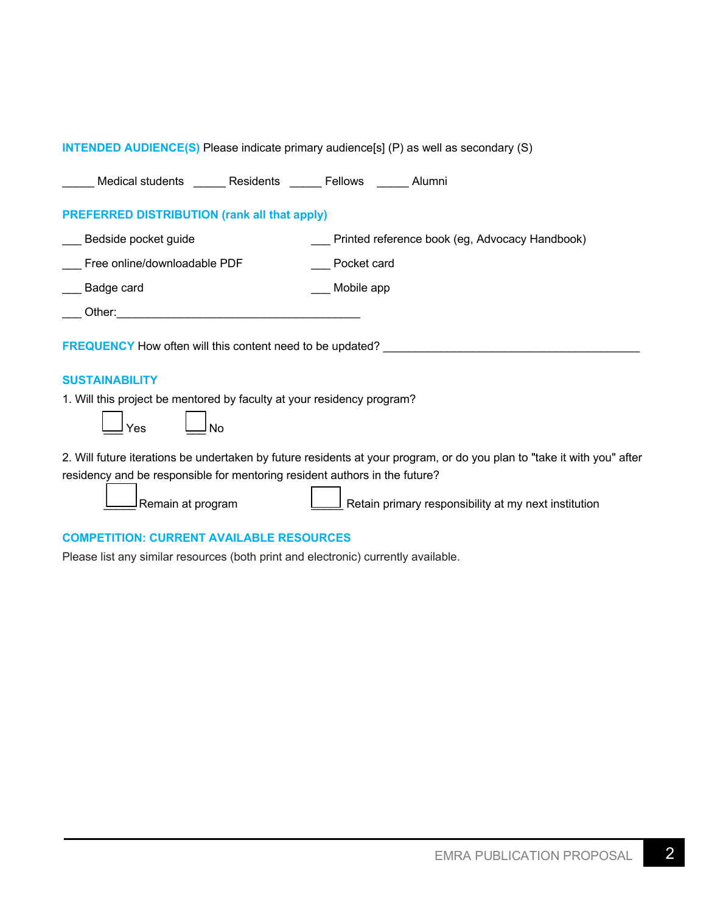**INTENDED AUDIENCE(S)** Please indicate primary audience[s] (P) as well as secondary (S)

_____ Medical students _____ Residents _____ Fellows _____ Alumni

**PREFERRED DISTRIBUTION (rank all that apply)**

___ Bedside pocket guide

___ Free online/downloadable PDF

___ Badge card

___ Printed reference book (eg, Advocacy Handbook)

___ Pocket card

___ Mobile app

___ Other:_______________________________________

**FREQUENCY** How often will this content need to be updated? _________________________________________

**SUSTAINABILITY**

1. Will this project be mentored by faculty at your residency program?

☐ Yes ☐ No

2. Will future iterations be undertaken by future residents at your program, or do you plan to "take it with you" after residency and be responsible for mentoring resident authors in the future?

☐ Remain at program ☐ Retain primary responsibility at my next institution

**COMPETITION: CURRENT AVAILABLE RESOURCES**

Please list any similar resources (both print and electronic) currently available.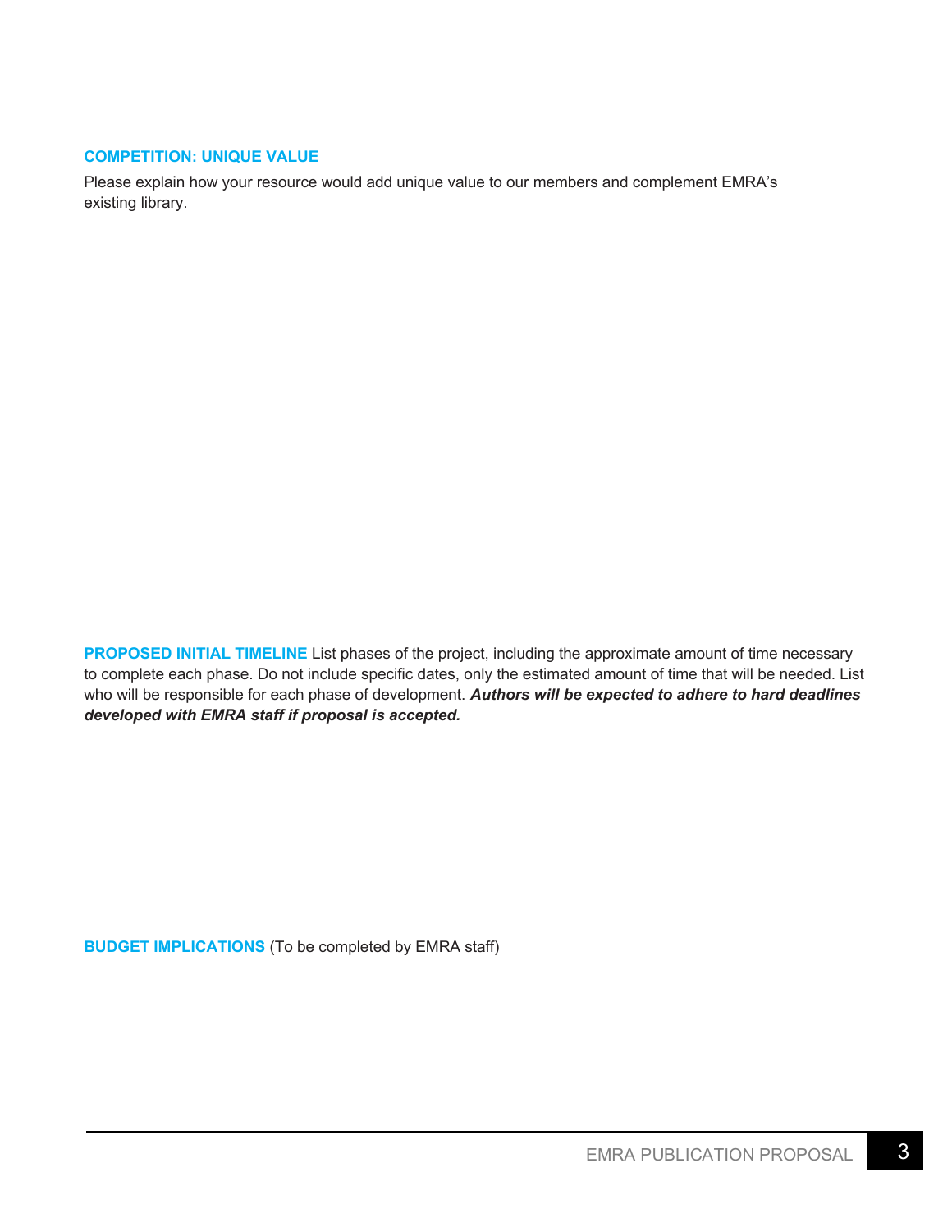## COMPETITION: UNIQUE VALUE

Please explain how your resource would add unique value to our members and complement EMRA's existing library.

**PROPOSED INITIAL TIMELINE** List phases of the project, including the approximate amount of time necessary to complete each phase. Do not include specific dates, only the estimated amount of time that will be needed. List who will be responsible for each phase of development. ***Authors will be expected to adhere to hard deadlines developed with EMRA staff if proposal is accepted.***

**BUDGET IMPLICATIONS** (To be completed by EMRA staff)